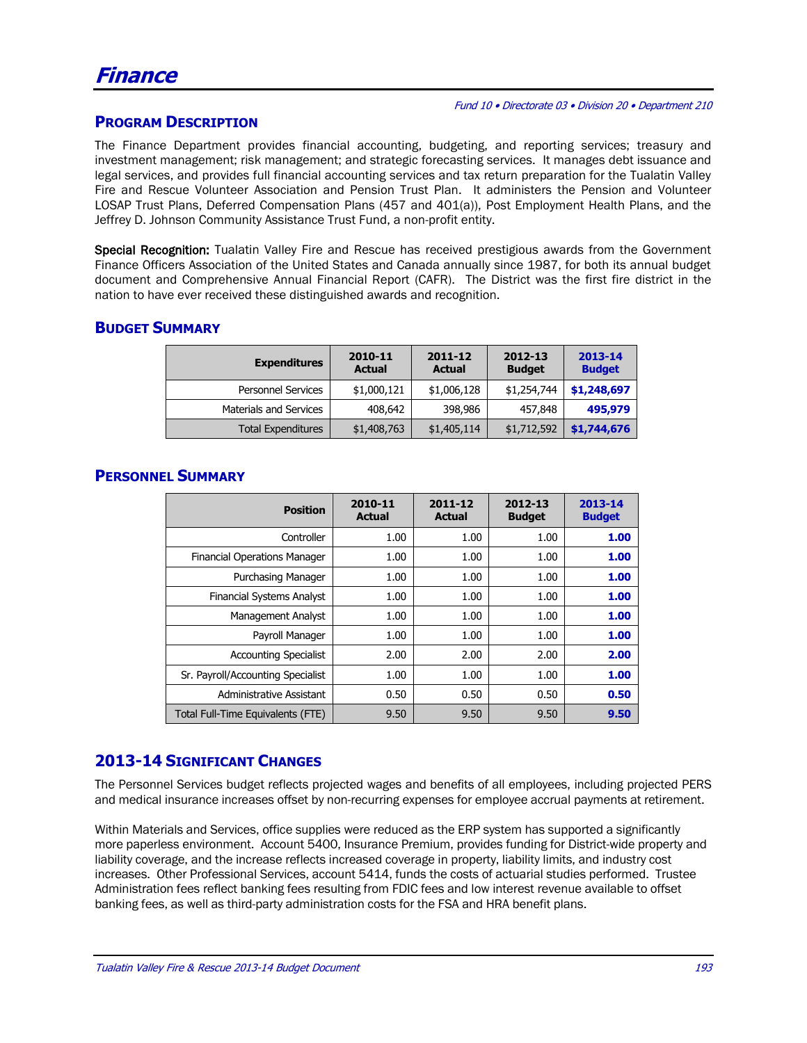# Finance

*Fund 10 • Directorate 03 • Division 20 • Department 210*

## Program Description

The Finance Department provides financial accounting, budgeting, and reporting services; treasury and investment management; risk management; and strategic forecasting services. It manages debt issuance and legal services, and provides full financial accounting services and tax return preparation for the Tualatin Valley Fire and Rescue Volunteer Association and Pension Trust Plan. It administers the Pension and Volunteer LOSAP Trust Plans, Deferred Compensation Plans (457 and 401(a)), Post Employment Health Plans, and the Jeffrey D. Johnson Community Assistance Trust Fund, a non-profit entity.

**Special Recognition:** Tualatin Valley Fire and Rescue has received prestigious awards from the Government Finance Officers Association of the United States and Canada annually since 1987, for both its annual budget document and Comprehensive Annual Financial Report (CAFR). The District was the first fire district in the nation to have ever received these distinguished awards and recognition.

## Budget Summary

| Expenditures | 2010-11 Actual | 2011-12 Actual | 2012-13 Budget | 2013-14 Budget |
|---|---|---|---|---|
| Personnel Services | $1,000,121 | $1,006,128 | $1,254,744 | **$1,248,697** |
| Materials and Services | 408,642 | 398,986 | 457,848 | **495,979** |
| Total Expenditures | $1,408,763 | $1,405,114 | $1,712,592 | **$1,744,676** |

## Personnel Summary

| Position | 2010-11 Actual | 2011-12 Actual | 2012-13 Budget | 2013-14 Budget |
|---|---|---|---|---|
| Controller | 1.00 | 1.00 | 1.00 | **1.00** |
| Financial Operations Manager | 1.00 | 1.00 | 1.00 | **1.00** |
| Purchasing Manager | 1.00 | 1.00 | 1.00 | **1.00** |
| Financial Systems Analyst | 1.00 | 1.00 | 1.00 | **1.00** |
| Management Analyst | 1.00 | 1.00 | 1.00 | **1.00** |
| Payroll Manager | 1.00 | 1.00 | 1.00 | **1.00** |
| Accounting Specialist | 2.00 | 2.00 | 2.00 | **2.00** |
| Sr. Payroll/Accounting Specialist | 1.00 | 1.00 | 1.00 | **1.00** |
| Administrative Assistant | 0.50 | 0.50 | 0.50 | **0.50** |
| Total Full-Time Equivalents (FTE) | 9.50 | 9.50 | 9.50 | **9.50** |

## 2013-14 Significant Changes

The Personnel Services budget reflects projected wages and benefits of all employees, including projected PERS and medical insurance increases offset by non-recurring expenses for employee accrual payments at retirement.

Within Materials and Services, office supplies were reduced as the ERP system has supported a significantly more paperless environment. Account 5400, Insurance Premium, provides funding for District-wide property and liability coverage, and the increase reflects increased coverage in property, liability limits, and industry cost increases. Other Professional Services, account 5414, funds the costs of actuarial studies performed. Trustee Administration fees reflect banking fees resulting from FDIC fees and low interest revenue available to offset banking fees, as well as third-party administration costs for the FSA and HRA benefit plans.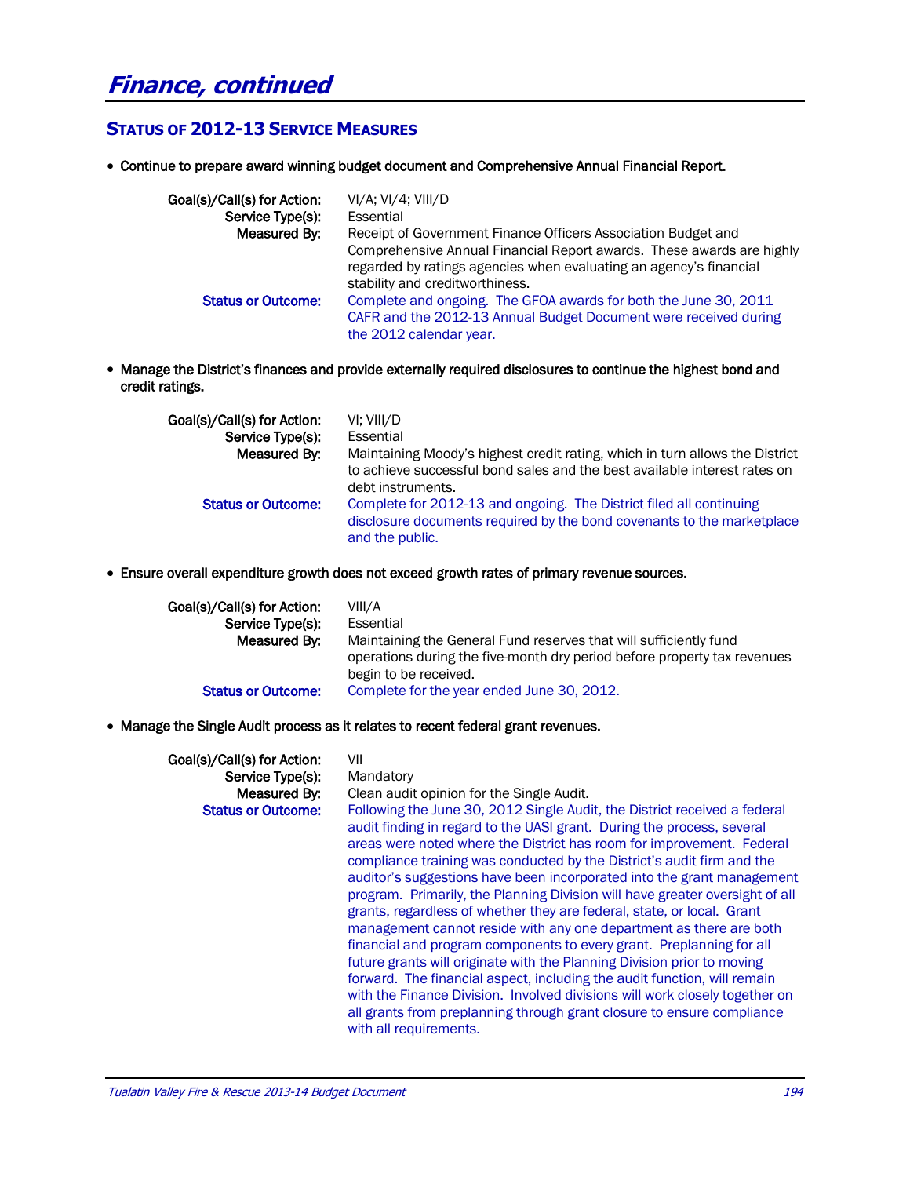# Finance, continued

## Status of 2012-13 Service Measures

- **Continue to prepare award winning budget document and Comprehensive Annual Financial Report.**

  **Goal(s)/Call(s) for Action:** VI/A; VI/4; VIII/D
  **Service Type(s):** Essential
  **Measured By:** Receipt of Government Finance Officers Association Budget and Comprehensive Annual Financial Report awards. These awards are highly regarded by ratings agencies when evaluating an agency's financial stability and creditworthiness.
  **Status or Outcome:** Complete and ongoing. The GFOA awards for both the June 30, 2011 CAFR and the 2012-13 Annual Budget Document were received during the 2012 calendar year.

- **Manage the District's finances and provide externally required disclosures to continue the highest bond and credit ratings.**

  **Goal(s)/Call(s) for Action:** VI; VIII/D
  **Service Type(s):** Essential
  **Measured By:** Maintaining Moody's highest credit rating, which in turn allows the District to achieve successful bond sales and the best available interest rates on debt instruments.
  **Status or Outcome:** Complete for 2012-13 and ongoing. The District filed all continuing disclosure documents required by the bond covenants to the marketplace and the public.

- **Ensure overall expenditure growth does not exceed growth rates of primary revenue sources.**

  **Goal(s)/Call(s) for Action:** VIII/A
  **Service Type(s):** Essential
  **Measured By:** Maintaining the General Fund reserves that will sufficiently fund operations during the five-month dry period before property tax revenues begin to be received.
  **Status or Outcome:** Complete for the year ended June 30, 2012.

- **Manage the Single Audit process as it relates to recent federal grant revenues.**

  **Goal(s)/Call(s) for Action:** VII
  **Service Type(s):** Mandatory
  **Measured By:** Clean audit opinion for the Single Audit.
  **Status or Outcome:** Following the June 30, 2012 Single Audit, the District received a federal audit finding in regard to the UASI grant. During the process, several areas were noted where the District has room for improvement. Federal compliance training was conducted by the District's audit firm and the auditor's suggestions have been incorporated into the grant management program. Primarily, the Planning Division will have greater oversight of all grants, regardless of whether they are federal, state, or local. Grant management cannot reside with any one department as there are both financial and program components to every grant. Preplanning for all future grants will originate with the Planning Division prior to moving forward. The financial aspect, including the audit function, will remain with the Finance Division. Involved divisions will work closely together on all grants from preplanning through grant closure to ensure compliance with all requirements.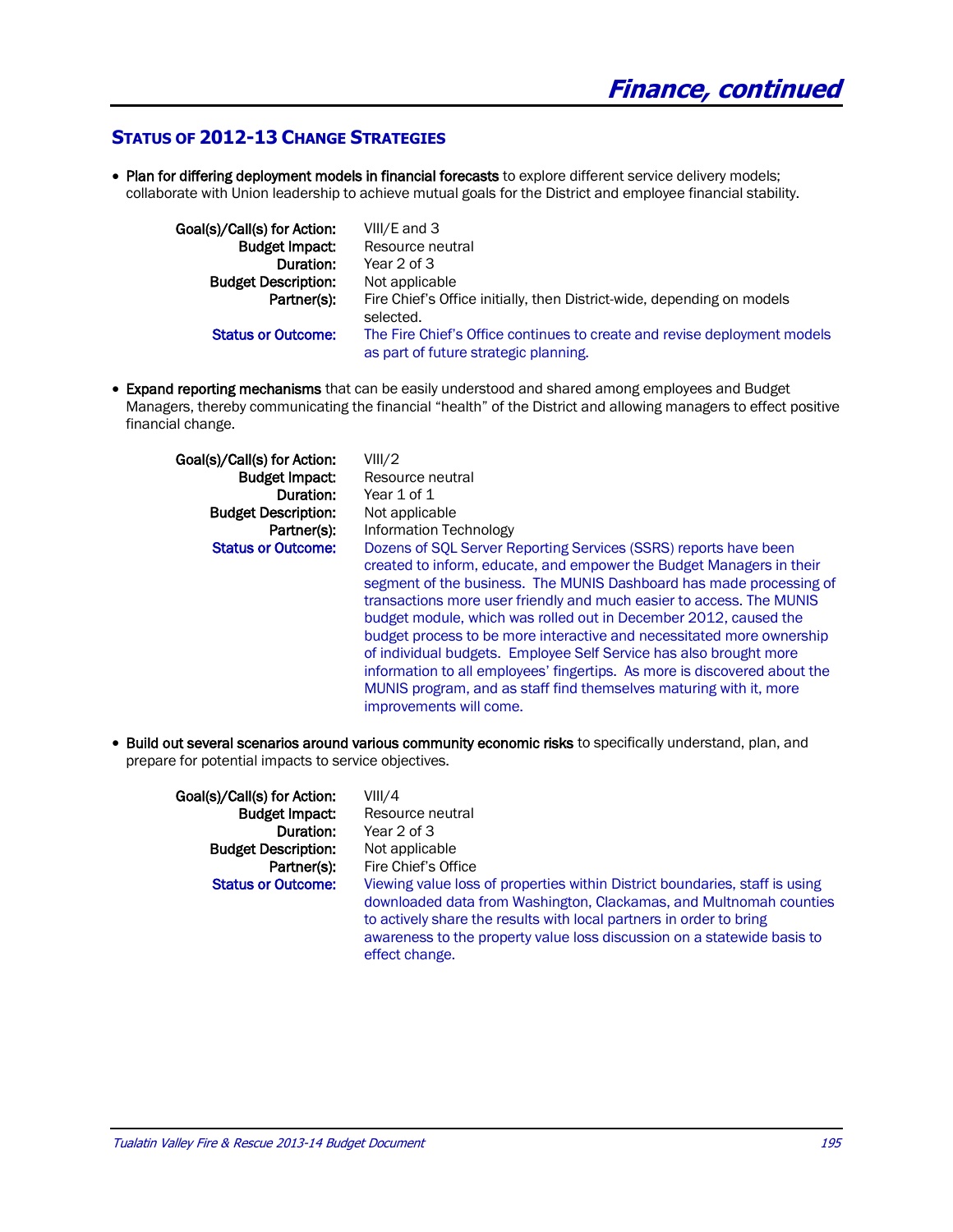# *Finance, continued*

## STATUS OF 2012-13 CHANGE STRATEGIES

- **Plan for differing deployment models in financial forecasts** to explore different service delivery models; collaborate with Union leadership to achieve mutual goals for the District and employee financial stability.

| | |
|---|---|
| **Goal(s)/Call(s) for Action:** | VIII/E and 3 |
| **Budget Impact:** | Resource neutral |
| **Duration:** | Year 2 of 3 |
| **Budget Description:** | Not applicable |
| **Partner(s):** | Fire Chief's Office initially, then District-wide, depending on models selected. |
| **Status or Outcome:** | The Fire Chief's Office continues to create and revise deployment models as part of future strategic planning. |

- **Expand reporting mechanisms** that can be easily understood and shared among employees and Budget Managers, thereby communicating the financial "health" of the District and allowing managers to effect positive financial change.

| | |
|---|---|
| **Goal(s)/Call(s) for Action:** | VIII/2 |
| **Budget Impact:** | Resource neutral |
| **Duration:** | Year 1 of 1 |
| **Budget Description:** | Not applicable |
| **Partner(s):** | Information Technology |
| **Status or Outcome:** | Dozens of SQL Server Reporting Services (SSRS) reports have been created to inform, educate, and empower the Budget Managers in their segment of the business. The MUNIS Dashboard has made processing of transactions more user friendly and much easier to access. The MUNIS budget module, which was rolled out in December 2012, caused the budget process to be more interactive and necessitated more ownership of individual budgets. Employee Self Service has also brought more information to all employees' fingertips. As more is discovered about the MUNIS program, and as staff find themselves maturing with it, more improvements will come. |

- **Build out several scenarios around various community economic risks** to specifically understand, plan, and prepare for potential impacts to service objectives.

| | |
|---|---|
| **Goal(s)/Call(s) for Action:** | VIII/4 |
| **Budget Impact:** | Resource neutral |
| **Duration:** | Year 2 of 3 |
| **Budget Description:** | Not applicable |
| **Partner(s):** | Fire Chief's Office |
| **Status or Outcome:** | Viewing value loss of properties within District boundaries, staff is using downloaded data from Washington, Clackamas, and Multnomah counties to actively share the results with local partners in order to bring awareness to the property value loss discussion on a statewide basis to effect change. |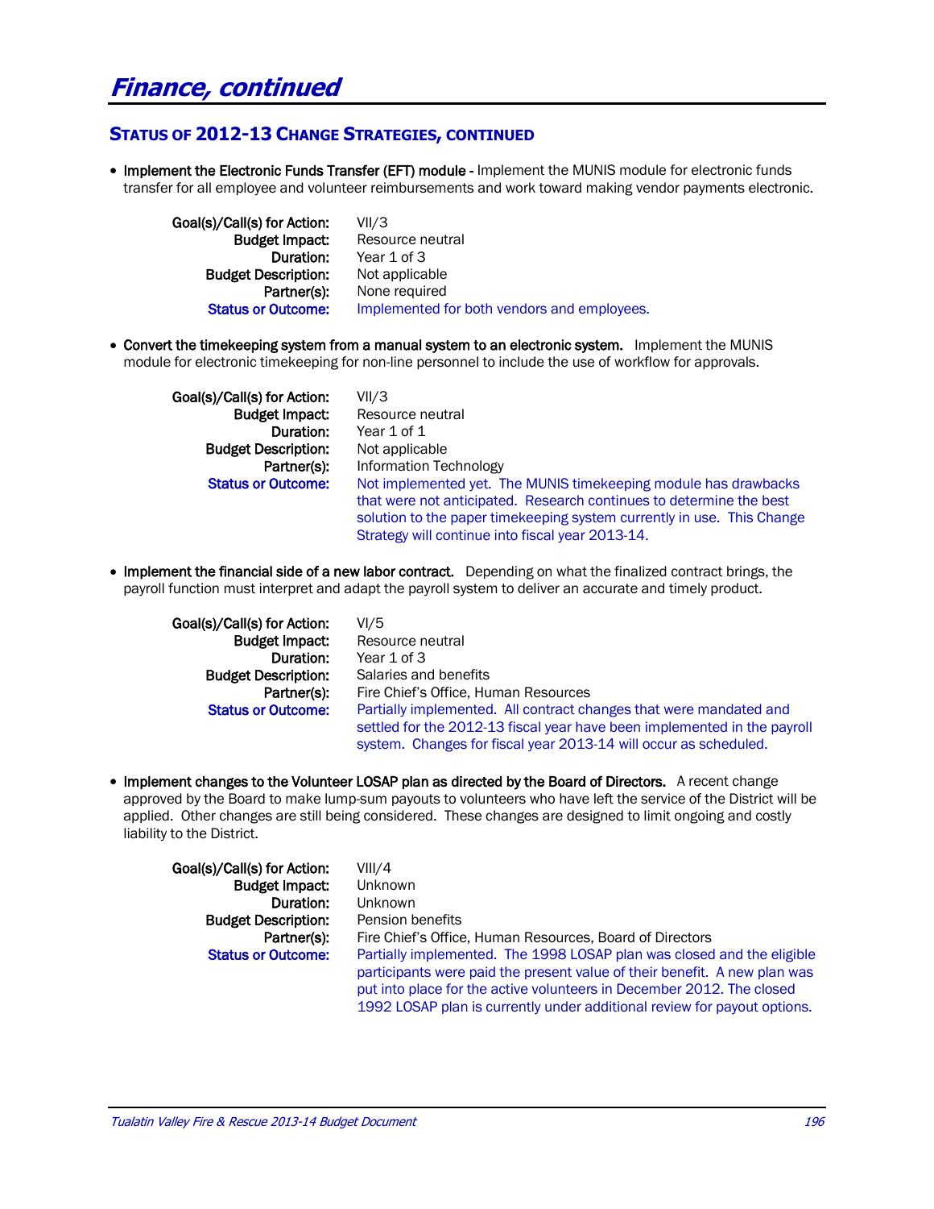# Finance, continued

## STATUS OF 2012-13 CHANGE STRATEGIES, CONTINUED

- **Implement the Electronic Funds Transfer (EFT) module -** Implement the MUNIS module for electronic funds transfer for all employee and volunteer reimbursements and work toward making vendor payments electronic.

| | |
|---|---|
| **Goal(s)/Call(s) for Action:** | VII/3 |
| **Budget Impact:** | Resource neutral |
| **Duration:** | Year 1 of 3 |
| **Budget Description:** | Not applicable |
| **Partner(s):** | None required |
| **Status or Outcome:** | Implemented for both vendors and employees. |

- **Convert the timekeeping system from a manual system to an electronic system.** Implement the MUNIS module for electronic timekeeping for non-line personnel to include the use of workflow for approvals.

| | |
|---|---|
| **Goal(s)/Call(s) for Action:** | VII/3 |
| **Budget Impact:** | Resource neutral |
| **Duration:** | Year 1 of 1 |
| **Budget Description:** | Not applicable |
| **Partner(s):** | Information Technology |
| **Status or Outcome:** | Not implemented yet. The MUNIS timekeeping module has drawbacks that were not anticipated. Research continues to determine the best solution to the paper timekeeping system currently in use. This Change Strategy will continue into fiscal year 2013-14. |

- **Implement the financial side of a new labor contract.** Depending on what the finalized contract brings, the payroll function must interpret and adapt the payroll system to deliver an accurate and timely product.

| | |
|---|---|
| **Goal(s)/Call(s) for Action:** | VI/5 |
| **Budget Impact:** | Resource neutral |
| **Duration:** | Year 1 of 3 |
| **Budget Description:** | Salaries and benefits |
| **Partner(s):** | Fire Chief's Office, Human Resources |
| **Status or Outcome:** | Partially implemented. All contract changes that were mandated and settled for the 2012-13 fiscal year have been implemented in the payroll system. Changes for fiscal year 2013-14 will occur as scheduled. |

- **Implement changes to the Volunteer LOSAP plan as directed by the Board of Directors.** A recent change approved by the Board to make lump-sum payouts to volunteers who have left the service of the District will be applied. Other changes are still being considered. These changes are designed to limit ongoing and costly liability to the District.

| | |
|---|---|
| **Goal(s)/Call(s) for Action:** | VIII/4 |
| **Budget Impact:** | Unknown |
| **Duration:** | Unknown |
| **Budget Description:** | Pension benefits |
| **Partner(s):** | Fire Chief's Office, Human Resources, Board of Directors |
| **Status or Outcome:** | Partially implemented. The 1998 LOSAP plan was closed and the eligible participants were paid the present value of their benefit. A new plan was put into place for the active volunteers in December 2012. The closed 1992 LOSAP plan is currently under additional review for payout options. |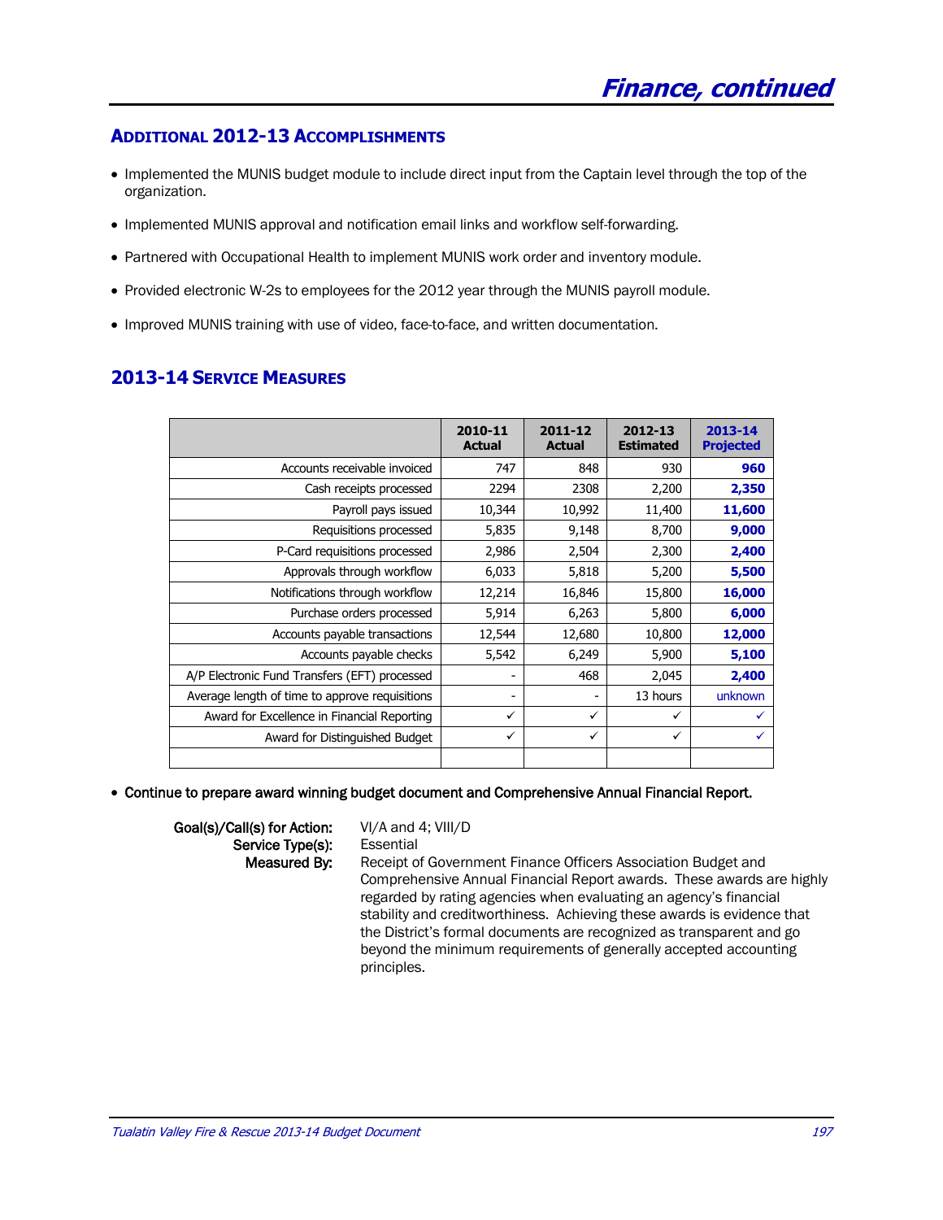# Finance, continued

## ADDITIONAL 2012-13 ACCOMPLISHMENTS

- Implemented the MUNIS budget module to include direct input from the Captain level through the top of the organization.
- Implemented MUNIS approval and notification email links and workflow self-forwarding.
- Partnered with Occupational Health to implement MUNIS work order and inventory module.
- Provided electronic W-2s to employees for the 2012 year through the MUNIS payroll module.
- Improved MUNIS training with use of video, face-to-face, and written documentation.

## 2013-14 SERVICE MEASURES

| | 2010-11 Actual | 2011-12 Actual | 2012-13 Estimated | 2013-14 Projected |
|---|---|---|---|---|
| Accounts receivable invoiced | 747 | 848 | 930 | **960** |
| Cash receipts processed | 2294 | 2308 | 2,200 | **2,350** |
| Payroll pays issued | 10,344 | 10,992 | 11,400 | **11,600** |
| Requisitions processed | 5,835 | 9,148 | 8,700 | **9,000** |
| P-Card requisitions processed | 2,986 | 2,504 | 2,300 | **2,400** |
| Approvals through workflow | 6,033 | 5,818 | 5,200 | **5,500** |
| Notifications through workflow | 12,214 | 16,846 | 15,800 | **16,000** |
| Purchase orders processed | 5,914 | 6,263 | 5,800 | **6,000** |
| Accounts payable transactions | 12,544 | 12,680 | 10,800 | **12,000** |
| Accounts payable checks | 5,542 | 6,249 | 5,900 | **5,100** |
| A/P Electronic Fund Transfers (EFT) processed | - | 468 | 2,045 | **2,400** |
| Average length of time to approve requisitions | - | - | 13 hours | unknown |
| Award for Excellence in Financial Reporting | ✓ | ✓ | ✓ | ✓ |
| Award for Distinguished Budget | ✓ | ✓ | ✓ | ✓ |
| | | | | |

- **Continue to prepare award winning budget document and Comprehensive Annual Financial Report.**

**Goal(s)/Call(s) for Action:** VI/A and 4; VIII/D
**Service Type(s):** Essential
**Measured By:** Receipt of Government Finance Officers Association Budget and Comprehensive Annual Financial Report awards. These awards are highly regarded by rating agencies when evaluating an agency's financial stability and creditworthiness. Achieving these awards is evidence that the District's formal documents are recognized as transparent and go beyond the minimum requirements of generally accepted accounting principles.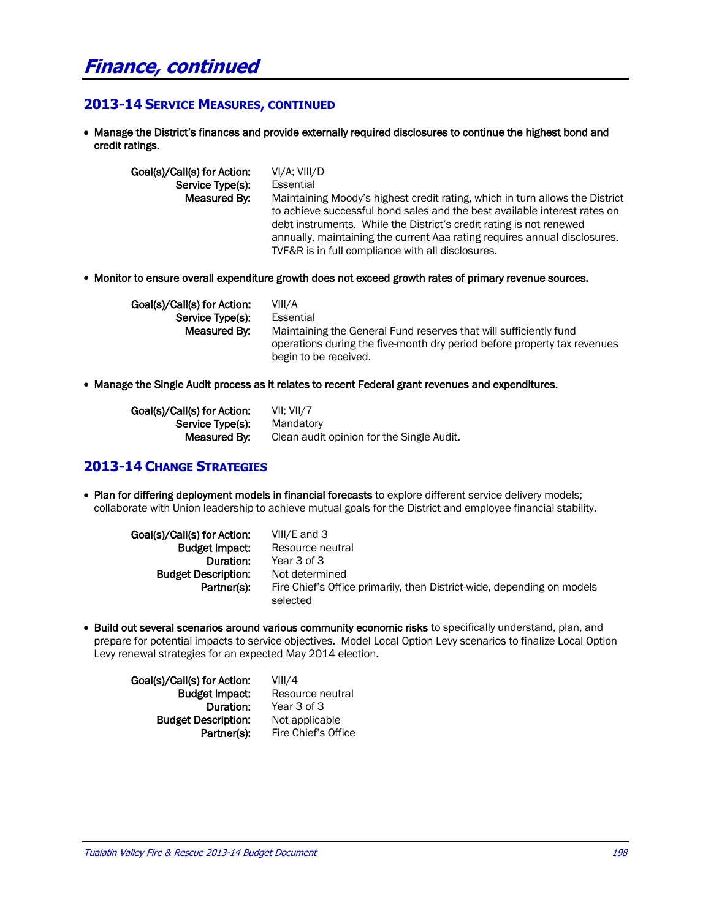# Finance, continued

## 2013-14 Service Measures, continued

- **Manage the District's finances and provide externally required disclosures to continue the highest bond and credit ratings.**

  **Goal(s)/Call(s) for Action:** VI/A; VIII/D
  **Service Type(s):** Essential
  **Measured By:** Maintaining Moody's highest credit rating, which in turn allows the District to achieve successful bond sales and the best available interest rates on debt instruments. While the District's credit rating is not renewed annually, maintaining the current Aaa rating requires annual disclosures. TVF&R is in full compliance with all disclosures.

- **Monitor to ensure overall expenditure growth does not exceed growth rates of primary revenue sources.**

  **Goal(s)/Call(s) for Action:** VIII/A
  **Service Type(s):** Essential
  **Measured By:** Maintaining the General Fund reserves that will sufficiently fund operations during the five-month dry period before property tax revenues begin to be received.

- **Manage the Single Audit process as it relates to recent Federal grant revenues and expenditures.**

  **Goal(s)/Call(s) for Action:** VII; VII/7
  **Service Type(s):** Mandatory
  **Measured By:** Clean audit opinion for the Single Audit.

## 2013-14 Change Strategies

- **Plan for differing deployment models in financial forecasts** to explore different service delivery models; collaborate with Union leadership to achieve mutual goals for the District and employee financial stability.

  **Goal(s)/Call(s) for Action:** VIII/E and 3
  **Budget Impact:** Resource neutral
  **Duration:** Year 3 of 3
  **Budget Description:** Not determined
  **Partner(s):** Fire Chief's Office primarily, then District-wide, depending on models selected

- **Build out several scenarios around various community economic risks** to specifically understand, plan, and prepare for potential impacts to service objectives. Model Local Option Levy scenarios to finalize Local Option Levy renewal strategies for an expected May 2014 election.

  **Goal(s)/Call(s) for Action:** VIII/4
  **Budget Impact:** Resource neutral
  **Duration:** Year 3 of 3
  **Budget Description:** Not applicable
  **Partner(s):** Fire Chief's Office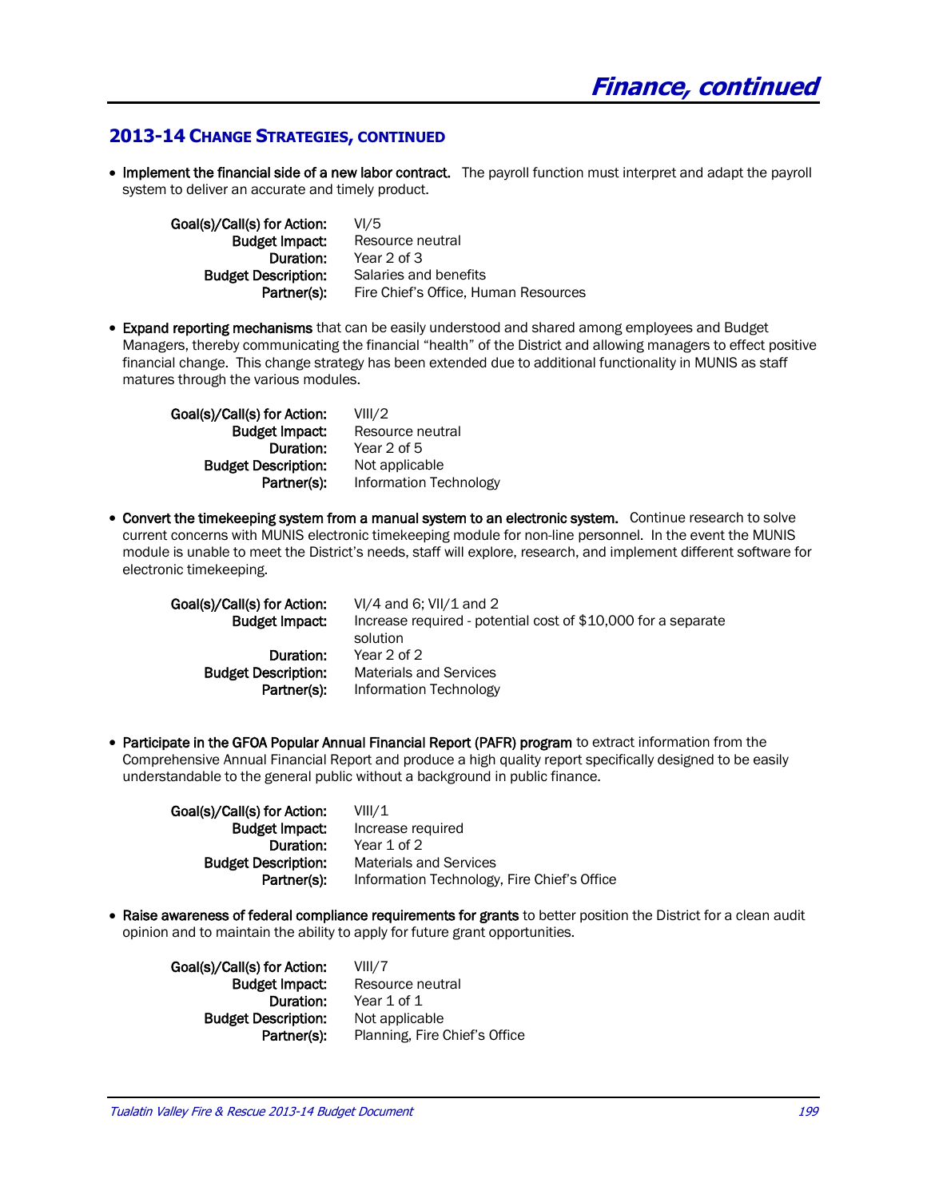# Finance, continued

## 2013-14 Change Strategies, continued

- **Implement the financial side of a new labor contract.** The payroll function must interpret and adapt the payroll system to deliver an accurate and timely product.

  **Goal(s)/Call(s) for Action:** VI/5
  **Budget Impact:** Resource neutral
  **Duration:** Year 2 of 3
  **Budget Description:** Salaries and benefits
  **Partner(s):** Fire Chief's Office, Human Resources

- **Expand reporting mechanisms** that can be easily understood and shared among employees and Budget Managers, thereby communicating the financial "health" of the District and allowing managers to effect positive financial change. This change strategy has been extended due to additional functionality in MUNIS as staff matures through the various modules.

  **Goal(s)/Call(s) for Action:** VIII/2
  **Budget Impact:** Resource neutral
  **Duration:** Year 2 of 5
  **Budget Description:** Not applicable
  **Partner(s):** Information Technology

- **Convert the timekeeping system from a manual system to an electronic system.** Continue research to solve current concerns with MUNIS electronic timekeeping module for non-line personnel. In the event the MUNIS module is unable to meet the District's needs, staff will explore, research, and implement different software for electronic timekeeping.

  **Goal(s)/Call(s) for Action:** VI/4 and 6; VII/1 and 2
  **Budget Impact:** Increase required - potential cost of $10,000 for a separate solution
  **Duration:** Year 2 of 2
  **Budget Description:** Materials and Services
  **Partner(s):** Information Technology

- **Participate in the GFOA Popular Annual Financial Report (PAFR) program** to extract information from the Comprehensive Annual Financial Report and produce a high quality report specifically designed to be easily understandable to the general public without a background in public finance.

  **Goal(s)/Call(s) for Action:** VIII/1
  **Budget Impact:** Increase required
  **Duration:** Year 1 of 2
  **Budget Description:** Materials and Services
  **Partner(s):** Information Technology, Fire Chief's Office

- **Raise awareness of federal compliance requirements for grants** to better position the District for a clean audit opinion and to maintain the ability to apply for future grant opportunities.

  **Goal(s)/Call(s) for Action:** VIII/7
  **Budget Impact:** Resource neutral
  **Duration:** Year 1 of 1
  **Budget Description:** Not applicable
  **Partner(s):** Planning, Fire Chief's Office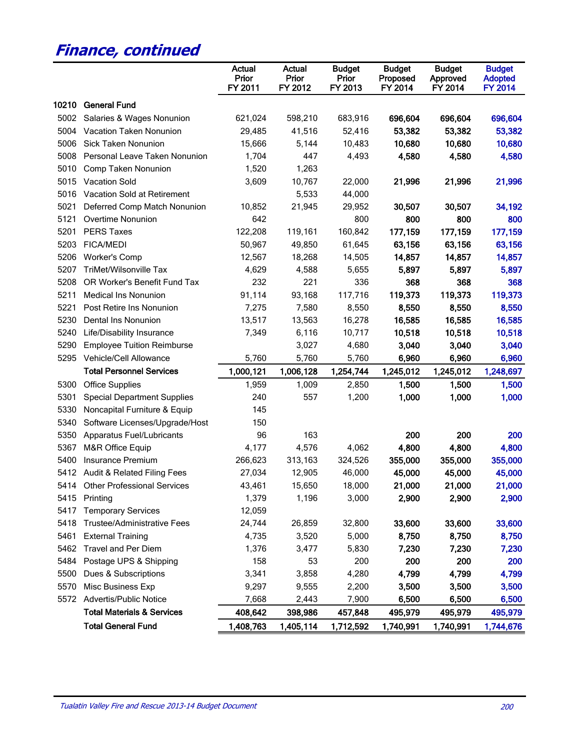## *Finance, continued*

| | | Actual Prior FY 2011 | Actual Prior FY 2012 | Budget Prior FY 2013 | Budget Proposed FY 2014 | Budget Approved FY 2014 | Budget Adopted FY 2014 |
|---|---|---|---|---|---|---|---|
| **10210** | **General Fund** | | | | | | |
| 5002 | Salaries & Wages Nonunion | 621,024 | 598,210 | 683,916 | **696,604** | **696,604** | **696,604** |
| 5004 | Vacation Taken Nonunion | 29,485 | 41,516 | 52,416 | **53,382** | **53,382** | **53,382** |
| 5006 | Sick Taken Nonunion | 15,666 | 5,144 | 10,483 | **10,680** | **10,680** | **10,680** |
| 5008 | Personal Leave Taken Nonunion | 1,704 | 447 | 4,493 | **4,580** | **4,580** | **4,580** |
| 5010 | Comp Taken Nonunion | 1,520 | 1,263 | | | | |
| 5015 | Vacation Sold | 3,609 | 10,767 | 22,000 | **21,996** | **21,996** | **21,996** |
| 5016 | Vacation Sold at Retirement | | 5,533 | 44,000 | | | |
| 5021 | Deferred Comp Match Nonunion | 10,852 | 21,945 | 29,952 | **30,507** | **30,507** | **34,192** |
| 5121 | Overtime Nonunion | 642 | | 800 | **800** | **800** | **800** |
| 5201 | PERS Taxes | 122,208 | 119,161 | 160,842 | **177,159** | **177,159** | **177,159** |
| 5203 | FICA/MEDI | 50,967 | 49,850 | 61,645 | **63,156** | **63,156** | **63,156** |
| 5206 | Worker's Comp | 12,567 | 18,268 | 14,505 | **14,857** | **14,857** | **14,857** |
| 5207 | TriMet/Wilsonville Tax | 4,629 | 4,588 | 5,655 | **5,897** | **5,897** | **5,897** |
| 5208 | OR Worker's Benefit Fund Tax | 232 | 221 | 336 | **368** | **368** | **368** |
| 5211 | Medical Ins Nonunion | 91,114 | 93,168 | 117,716 | **119,373** | **119,373** | **119,373** |
| 5221 | Post Retire Ins Nonunion | 7,275 | 7,580 | 8,550 | **8,550** | **8,550** | **8,550** |
| 5230 | Dental Ins Nonunion | 13,517 | 13,563 | 16,278 | **16,585** | **16,585** | **16,585** |
| 5240 | Life/Disability Insurance | 7,349 | 6,116 | 10,717 | **10,518** | **10,518** | **10,518** |
| 5290 | Employee Tuition Reimburse | | 3,027 | 4,680 | **3,040** | **3,040** | **3,040** |
| 5295 | Vehicle/Cell Allowance | 5,760 | 5,760 | 5,760 | **6,960** | **6,960** | **6,960** |
| | **Total Personnel Services** | **1,000,121** | **1,006,128** | **1,254,744** | **1,245,012** | **1,245,012** | **1,248,697** |
| 5300 | Office Supplies | 1,959 | 1,009 | 2,850 | **1,500** | **1,500** | **1,500** |
| 5301 | Special Department Supplies | 240 | 557 | 1,200 | **1,000** | **1,000** | **1,000** |
| 5330 | Noncapital Furniture & Equip | 145 | | | | | |
| 5340 | Software Licenses/Upgrade/Host | 150 | | | | | |
| 5350 | Apparatus Fuel/Lubricants | 96 | 163 | | **200** | **200** | **200** |
| 5367 | M&R Office Equip | 4,177 | 4,576 | 4,062 | **4,800** | **4,800** | **4,800** |
| 5400 | Insurance Premium | 266,623 | 313,163 | 324,526 | **355,000** | **355,000** | **355,000** |
| 5412 | Audit & Related Filing Fees | 27,034 | 12,905 | 46,000 | **45,000** | **45,000** | **45,000** |
| 5414 | Other Professional Services | 43,461 | 15,650 | 18,000 | **21,000** | **21,000** | **21,000** |
| 5415 | Printing | 1,379 | 1,196 | 3,000 | **2,900** | **2,900** | **2,900** |
| 5417 | Temporary Services | 12,059 | | | | | |
| 5418 | Trustee/Administrative Fees | 24,744 | 26,859 | 32,800 | **33,600** | **33,600** | **33,600** |
| 5461 | External Training | 4,735 | 3,520 | 5,000 | **8,750** | **8,750** | **8,750** |
| 5462 | Travel and Per Diem | 1,376 | 3,477 | 5,830 | **7,230** | **7,230** | **7,230** |
| 5484 | Postage UPS & Shipping | 158 | 53 | 200 | **200** | **200** | **200** |
| 5500 | Dues & Subscriptions | 3,341 | 3,858 | 4,280 | **4,799** | **4,799** | **4,799** |
| 5570 | Misc Business Exp | 9,297 | 9,555 | 2,200 | **3,500** | **3,500** | **3,500** |
| 5572 | Advertis/Public Notice | 7,668 | 2,443 | 7,900 | **6,500** | **6,500** | **6,500** |
| | **Total Materials & Services** | **408,642** | **398,986** | **457,848** | **495,979** | **495,979** | **495,979** |
| | **Total General Fund** | **1,408,763** | **1,405,114** | **1,712,592** | **1,740,991** | **1,740,991** | **1,744,676** |